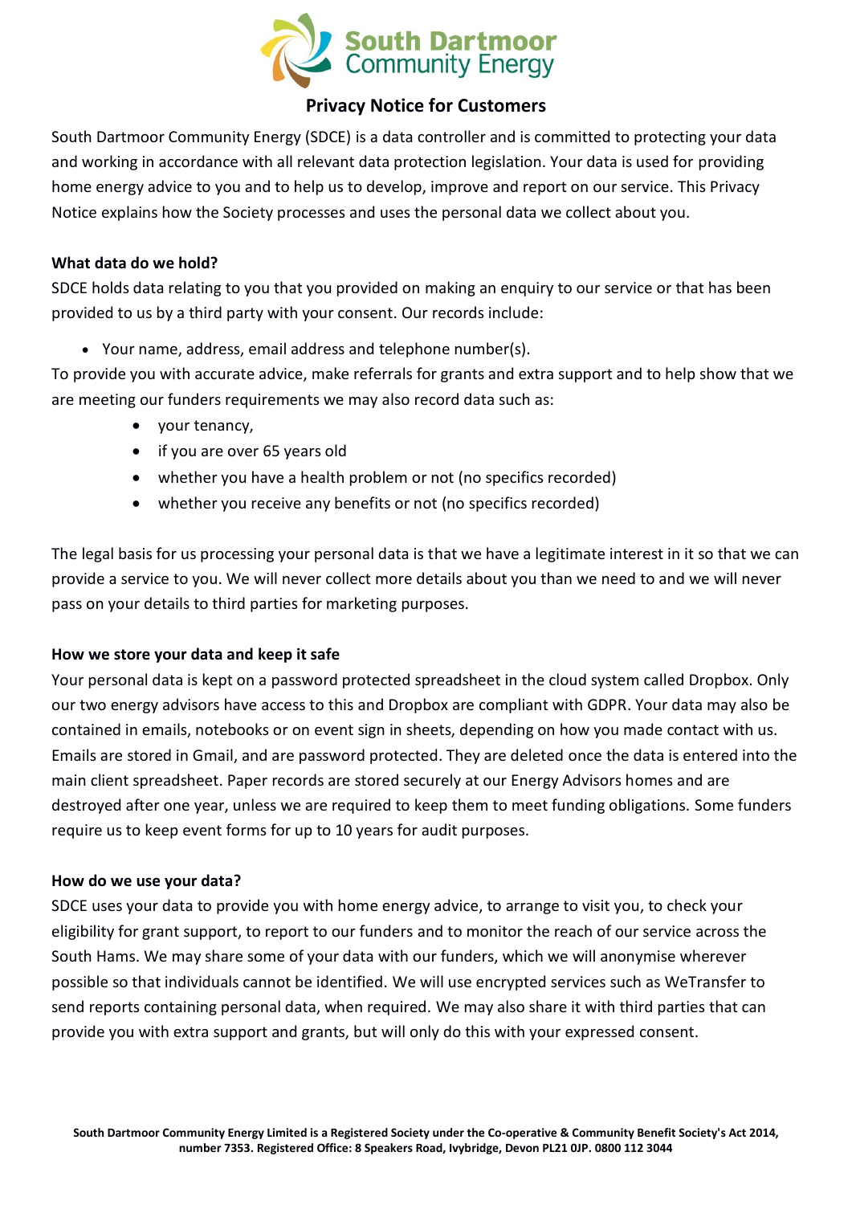South Dartmoor Community Energy

# Privacy Notice for Customers

South Dartmoor Community Energy (SDCE) is a data controller and is committed to protecting your data and working in accordance with all relevant data protection legislation. Your data is used for providing home energy advice to you and to help us to develop, improve and report on our service. This Privacy Notice explains how the Society processes and uses the personal data we collect about you.

**What data do we hold?**

SDCE holds data relating to you that you provided on making an enquiry to our service or that has been provided to us by a third party with your consent. Our records include:

- Your name, address, email address and telephone number(s).

To provide you with accurate advice, make referrals for grants and extra support and to help show that we are meeting our funders requirements we may also record data such as:

- your tenancy,
- if you are over 65 years old
- whether you have a health problem or not (no specifics recorded)
- whether you receive any benefits or not (no specifics recorded)

The legal basis for us processing your personal data is that we have a legitimate interest in it so that we can provide a service to you. We will never collect more details about you than we need to and we will never pass on your details to third parties for marketing purposes.

**How we store your data and keep it safe**

Your personal data is kept on a password protected spreadsheet in the cloud system called Dropbox. Only our two energy advisors have access to this and Dropbox are compliant with GDPR. Your data may also be contained in emails, notebooks or on event sign in sheets, depending on how you made contact with us. Emails are stored in Gmail, and are password protected. They are deleted once the data is entered into the main client spreadsheet. Paper records are stored securely at our Energy Advisors homes and are destroyed after one year, unless we are required to keep them to meet funding obligations. Some funders require us to keep event forms for up to 10 years for audit purposes.

**How do we use your data?**

SDCE uses your data to provide you with home energy advice, to arrange to visit you, to check your eligibility for grant support, to report to our funders and to monitor the reach of our service across the South Hams. We may share some of your data with our funders, which we will anonymise wherever possible so that individuals cannot be identified. We will use encrypted services such as WeTransfer to send reports containing personal data, when required. We may also share it with third parties that can provide you with extra support and grants, but will only do this with your expressed consent.

**South Dartmoor Community Energy Limited is a Registered Society under the Co-operative & Community Benefit Society's Act 2014, number 7353. Registered Office: 8 Speakers Road, Ivybridge, Devon PL21 0JP. 0800 112 3044**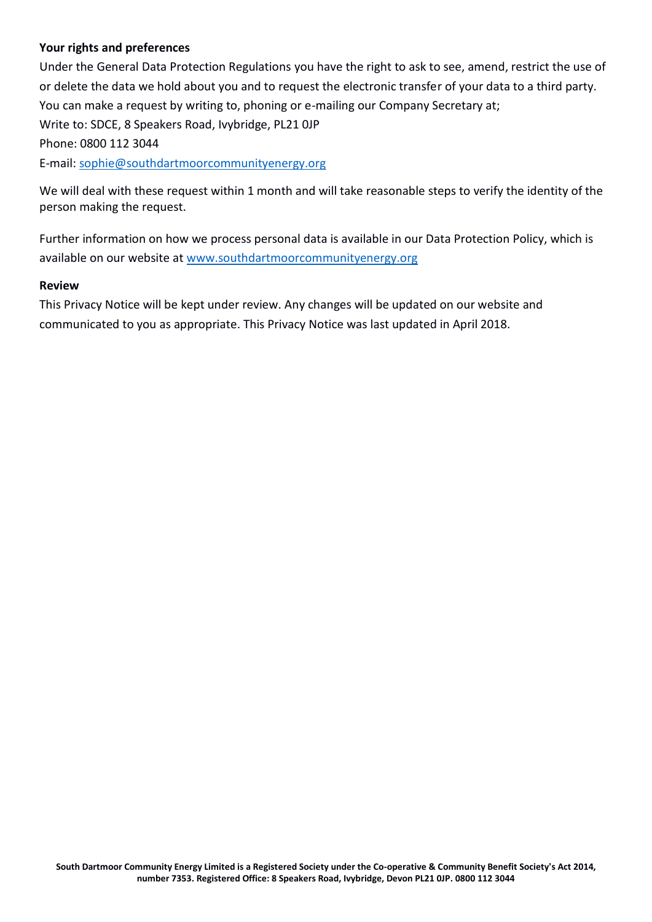**Your rights and preferences**

Under the General Data Protection Regulations you have the right to ask to see, amend, restrict the use of or delete the data we hold about you and to request the electronic transfer of your data to a third party. You can make a request by writing to, phoning or e-mailing our Company Secretary at;

Write to: SDCE, 8 Speakers Road, Ivybridge, PL21 0JP

Phone: 0800 112 3044

E-mail: sophie@southdartmoorcommunityenergy.org

We will deal with these request within 1 month and will take reasonable steps to verify the identity of the person making the request.

Further information on how we process personal data is available in our Data Protection Policy, which is available on our website at www.southdartmoorcommunityenergy.org

**Review**

This Privacy Notice will be kept under review. Any changes will be updated on our website and communicated to you as appropriate. This Privacy Notice was last updated in April 2018.

**South Dartmoor Community Energy Limited is a Registered Society under the Co-operative & Community Benefit Society's Act 2014, number 7353. Registered Office: 8 Speakers Road, Ivybridge, Devon PL21 0JP. 0800 112 3044**